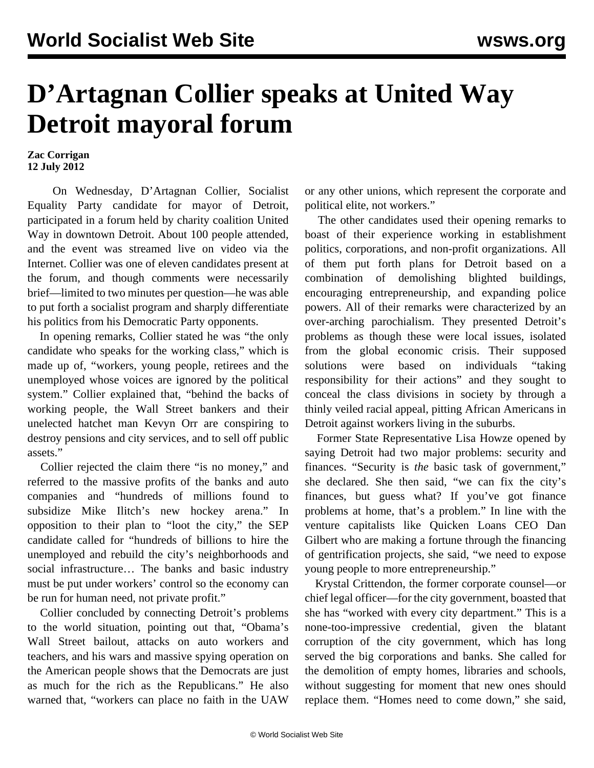# D'Artagnan Collier speaks at United Way Detroit mayoral forum

**Zac Corrigan**
**12 July 2012**

On Wednesday, D'Artagnan Collier, Socialist Equality Party candidate for mayor of Detroit, participated in a forum held by charity coalition United Way in downtown Detroit. About 100 people attended, and the event was streamed live on video via the Internet. Collier was one of eleven candidates present at the forum, and though comments were necessarily brief—limited to two minutes per question—he was able to put forth a socialist program and sharply differentiate his politics from his Democratic Party opponents.

In opening remarks, Collier stated he was "the only candidate who speaks for the working class," which is made up of, "workers, young people, retirees and the unemployed whose voices are ignored by the political system." Collier explained that, "behind the backs of working people, the Wall Street bankers and their unelected hatchet man Kevyn Orr are conspiring to destroy pensions and city services, and to sell off public assets."

Collier rejected the claim there "is no money," and referred to the massive profits of the banks and auto companies and "hundreds of millions found to subsidize Mike Ilitch's new hockey arena." In opposition to their plan to "loot the city," the SEP candidate called for "hundreds of billions to hire the unemployed and rebuild the city's neighborhoods and social infrastructure… The banks and basic industry must be put under workers' control so the economy can be run for human need, not private profit."

Collier concluded by connecting Detroit's problems to the world situation, pointing out that, "Obama's Wall Street bailout, attacks on auto workers and teachers, and his wars and massive spying operation on the American people shows that the Democrats are just as much for the rich as the Republicans." He also warned that, "workers can place no faith in the UAW or any other unions, which represent the corporate and political elite, not workers."

The other candidates used their opening remarks to boast of their experience working in establishment politics, corporations, and non-profit organizations. All of them put forth plans for Detroit based on a combination of demolishing blighted buildings, encouraging entrepreneurship, and expanding police powers. All of their remarks were characterized by an over-arching parochialism. They presented Detroit's problems as though these were local issues, isolated from the global economic crisis. Their supposed solutions were based on individuals "taking responsibility for their actions" and they sought to conceal the class divisions in society by through a thinly veiled racial appeal, pitting African Americans in Detroit against workers living in the suburbs.

Former State Representative Lisa Howze opened by saying Detroit had two major problems: security and finances. "Security is *the* basic task of government," she declared. She then said, "we can fix the city's finances, but guess what? If you've got finance problems at home, that's a problem." In line with the venture capitalists like Quicken Loans CEO Dan Gilbert who are making a fortune through the financing of gentrification projects, she said, "we need to expose young people to more entrepreneurship."

Krystal Crittendon, the former corporate counsel—or chief legal officer—for the city government, boasted that she has "worked with every city department." This is a none-too-impressive credential, given the blatant corruption of the city government, which has long served the big corporations and banks. She called for the demolition of empty homes, libraries and schools, without suggesting for moment that new ones should replace them. "Homes need to come down," she said,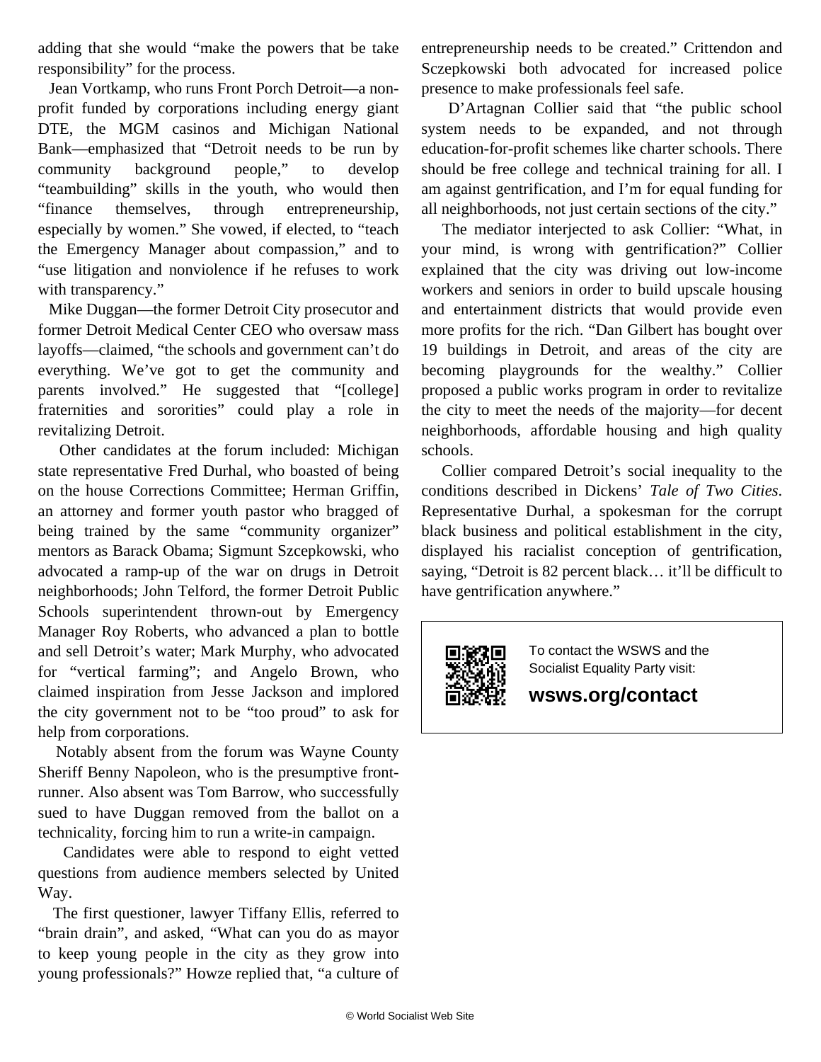adding that she would "make the powers that be take responsibility" for the process.

Jean Vortkamp, who runs Front Porch Detroit—a non-profit funded by corporations including energy giant DTE, the MGM casinos and Michigan National Bank—emphasized that "Detroit needs to be run by community background people," to develop "teambuilding" skills in the youth, who would then "finance themselves, through entrepreneurship, especially by women." She vowed, if elected, to "teach the Emergency Manager about compassion," and to "use litigation and nonviolence if he refuses to work with transparency."

Mike Duggan—the former Detroit City prosecutor and former Detroit Medical Center CEO who oversaw mass layoffs—claimed, "the schools and government can't do everything. We've got to get the community and parents involved." He suggested that "[college] fraternities and sororities" could play a role in revitalizing Detroit.

Other candidates at the forum included: Michigan state representative Fred Durhal, who boasted of being on the house Corrections Committee; Herman Griffin, an attorney and former youth pastor who bragged of being trained by the same "community organizer" mentors as Barack Obama; Sigmunt Szcepkowski, who advocated a ramp-up of the war on drugs in Detroit neighborhoods; John Telford, the former Detroit Public Schools superintendent thrown-out by Emergency Manager Roy Roberts, who advanced a plan to bottle and sell Detroit's water; Mark Murphy, who advocated for "vertical farming"; and Angelo Brown, who claimed inspiration from Jesse Jackson and implored the city government not to be "too proud" to ask for help from corporations.

Notably absent from the forum was Wayne County Sheriff Benny Napoleon, who is the presumptive front-runner. Also absent was Tom Barrow, who successfully sued to have Duggan removed from the ballot on a technicality, forcing him to run a write-in campaign.

Candidates were able to respond to eight vetted questions from audience members selected by United Way.

The first questioner, lawyer Tiffany Ellis, referred to "brain drain", and asked, "What can you do as mayor to keep young people in the city as they grow into young professionals?" Howze replied that, "a culture of entrepreneurship needs to be created." Crittendon and Sczepkowski both advocated for increased police presence to make professionals feel safe.

D'Artagnan Collier said that "the public school system needs to be expanded, and not through education-for-profit schemes like charter schools. There should be free college and technical training for all. I am against gentrification, and I'm for equal funding for all neighborhoods, not just certain sections of the city."

The mediator interjected to ask Collier: "What, in your mind, is wrong with gentrification?" Collier explained that the city was driving out low-income workers and seniors in order to build upscale housing and entertainment districts that would provide even more profits for the rich. "Dan Gilbert has bought over 19 buildings in Detroit, and areas of the city are becoming playgrounds for the wealthy." Collier proposed a public works program in order to revitalize the city to meet the needs of the majority—for decent neighborhoods, affordable housing and high quality schools.

Collier compared Detroit's social inequality to the conditions described in Dickens' *Tale of Two Cities*. Representative Durhal, a spokesman for the corrupt black business and political establishment in the city, displayed his racialist conception of gentrification, saying, "Detroit is 82 percent black… it'll be difficult to have gentrification anywhere."

To contact the WSWS and the Socialist Equality Party visit:

**wsws.org/contact**